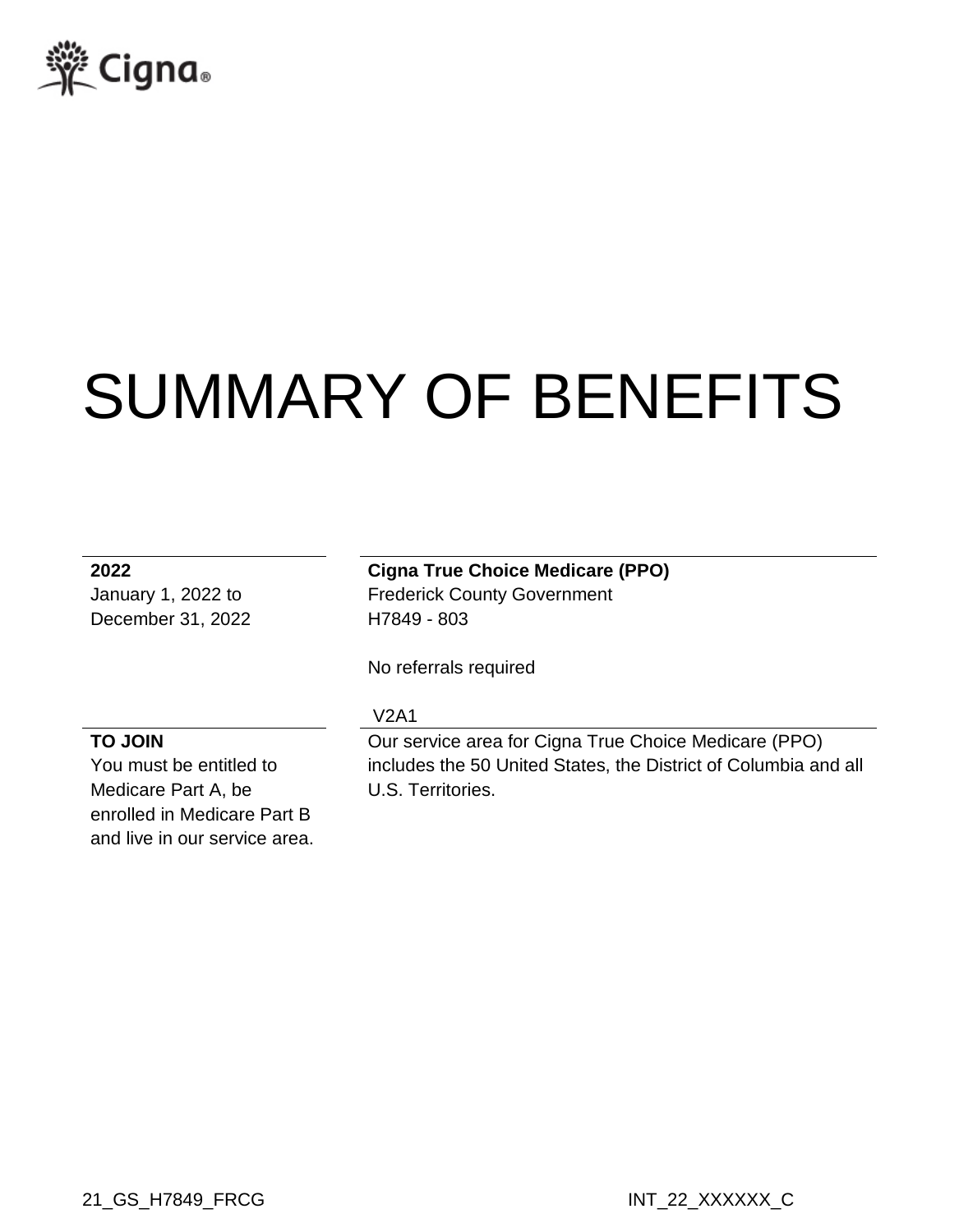# SUMMARY OF BENEFITS

**2022**
January 1, 2022 to
December 31, 2022

**Cigna True Choice Medicare (PPO)**
Frederick County Government
H7849 - 803

No referrals required

V2A1

**TO JOIN**
You must be entitled to Medicare Part A, be enrolled in Medicare Part B and live in our service area.

Our service area for Cigna True Choice Medicare (PPO) includes the 50 United States, the District of Columbia and all U.S. Territories.

21_GS_H7849_FRCG

INT_22_XXXXXX_C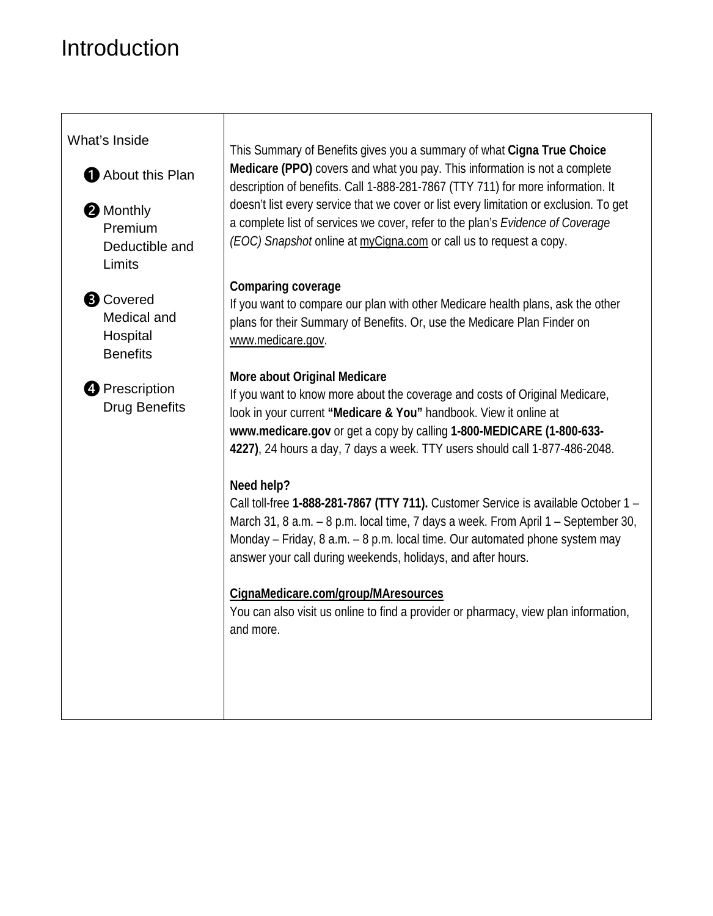# Introduction

| What's Inside | |
|---|---|
| ❶ About this Plan<br><br>❷ Monthly Premium Deductible and Limits<br><br>❸ Covered Medical and Hospital Benefits<br><br>❹ Prescription Drug Benefits | This Summary of Benefits gives you a summary of what **Cigna True Choice Medicare (PPO)** covers and what you pay. This information is not a complete description of benefits. Call 1-888-281-7867 (TTY 711) for more information. It doesn't list every service that we cover or list every limitation or exclusion. To get a complete list of services we cover, refer to the plan's *Evidence of Coverage (EOC) Snapshot* online at myCigna.com or call us to request a copy.<br><br>**Comparing coverage**<br>If you want to compare our plan with other Medicare health plans, ask the other plans for their Summary of Benefits. Or, use the Medicare Plan Finder on www.medicare.gov.<br><br>**More about Original Medicare**<br>If you want to know more about the coverage and costs of Original Medicare, look in your current **"Medicare & You"** handbook. View it online at **www.medicare.gov** or get a copy by calling **1-800-MEDICARE (1-800-633-4227)**, 24 hours a day, 7 days a week. TTY users should call 1-877-486-2048.<br><br>**Need help?**<br>Call toll-free **1-888-281-7867 (TTY 711).** Customer Service is available October 1 – March 31, 8 a.m. – 8 p.m. local time, 7 days a week. From April 1 – September 30, Monday – Friday, 8 a.m. – 8 p.m. local time. Our automated phone system may answer your call during weekends, holidays, and after hours.<br><br>**CignaMedicare.com/group/MAresources**<br>You can also visit us online to find a provider or pharmacy, view plan information, and more. |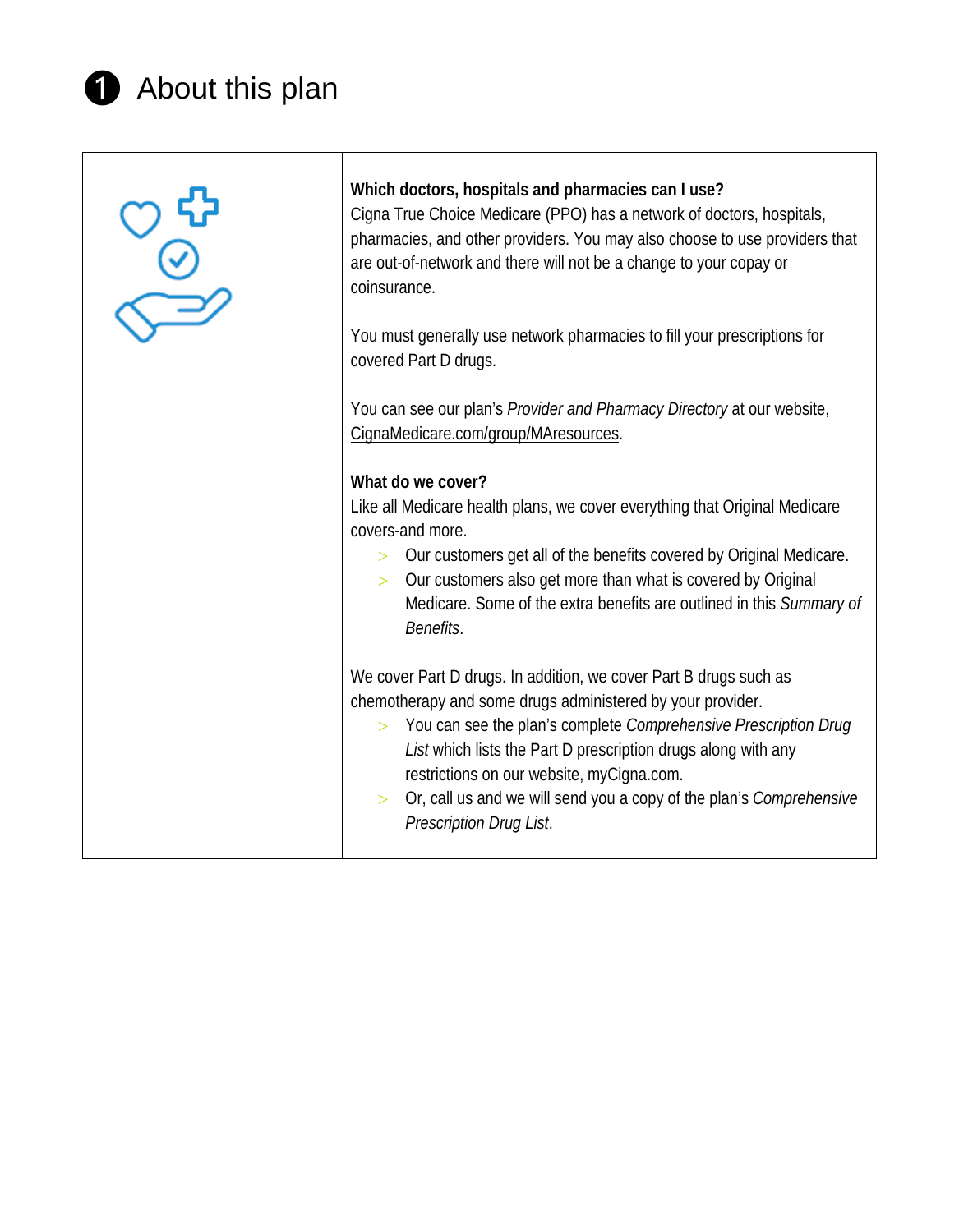# ❶ About this plan

**Which doctors, hospitals and pharmacies can I use?**
Cigna True Choice Medicare (PPO) has a network of doctors, hospitals, pharmacies, and other providers. You may also choose to use providers that are out-of-network and there will not be a change to your copay or coinsurance.

You must generally use network pharmacies to fill your prescriptions for covered Part D drugs.

You can see our plan's *Provider and Pharmacy Directory* at our website, CignaMedicare.com/group/MAresources.

**What do we cover?**
Like all Medicare health plans, we cover everything that Original Medicare covers-and more.

- Our customers get all of the benefits covered by Original Medicare.
- Our customers also get more than what is covered by Original Medicare. Some of the extra benefits are outlined in this *Summary of Benefits*.

We cover Part D drugs. In addition, we cover Part B drugs such as chemotherapy and some drugs administered by your provider.

- You can see the plan's complete *Comprehensive Prescription Drug List* which lists the Part D prescription drugs along with any restrictions on our website, myCigna.com.
- Or, call us and we will send you a copy of the plan's *Comprehensive Prescription Drug List*.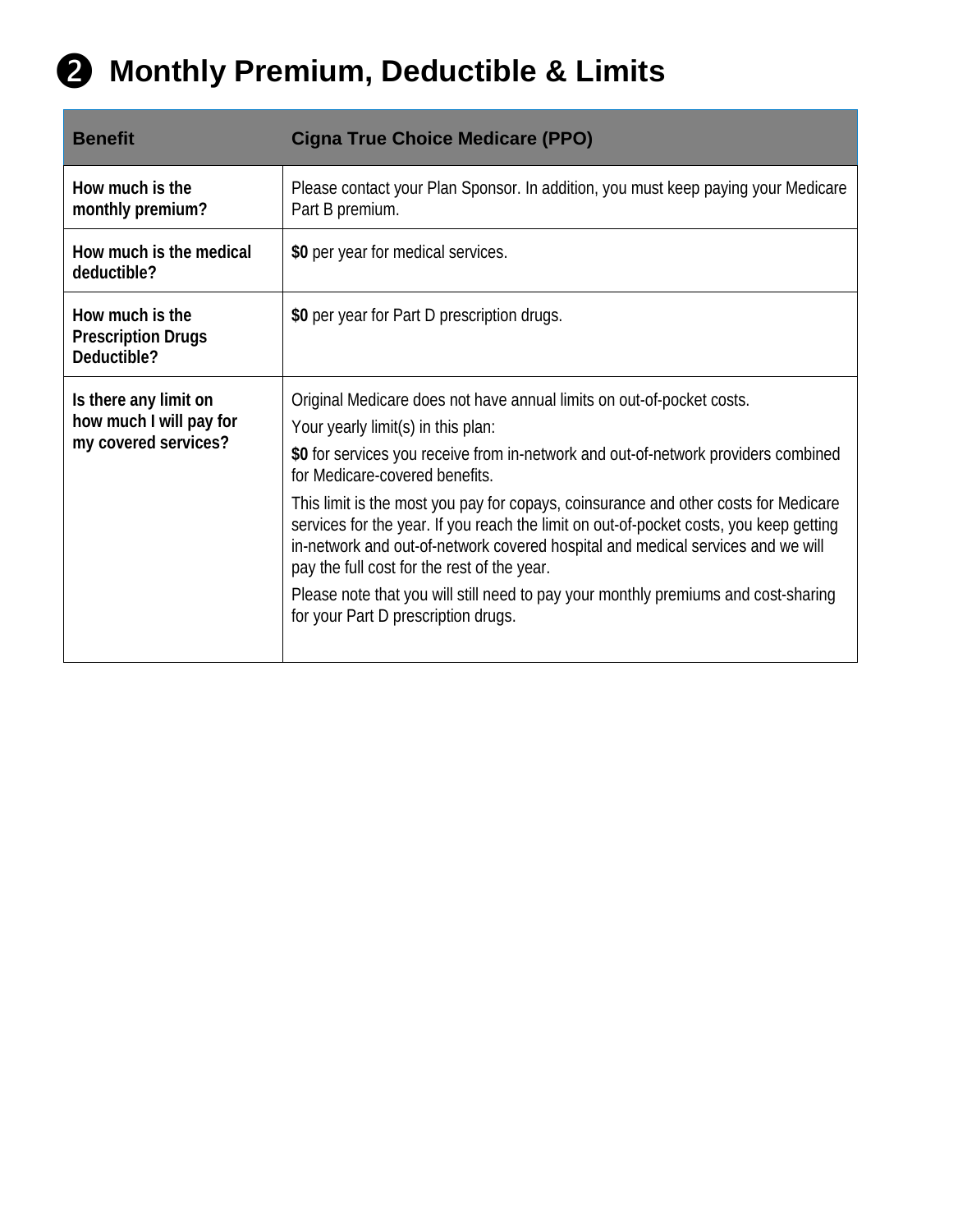## ❷ Monthly Premium, Deductible & Limits

| Benefit | Cigna True Choice Medicare (PPO) |
| --- | --- |
| **How much is the monthly premium?** | Please contact your Plan Sponsor. In addition, you must keep paying your Medicare Part B premium. |
| **How much is the medical deductible?** | **$0** per year for medical services. |
| **How much is the Prescription Drugs Deductible?** | **$0** per year for Part D prescription drugs. |
| **Is there any limit on how much I will pay for my covered services?** | Original Medicare does not have annual limits on out-of-pocket costs.<br>Your yearly limit(s) in this plan:<br>**$0** for services you receive from in-network and out-of-network providers combined for Medicare-covered benefits.<br>This limit is the most you pay for copays, coinsurance and other costs for Medicare services for the year. If you reach the limit on out-of-pocket costs, you keep getting in-network and out-of-network covered hospital and medical services and we will pay the full cost for the rest of the year.<br>Please note that you will still need to pay your monthly premiums and cost-sharing for your Part D prescription drugs. |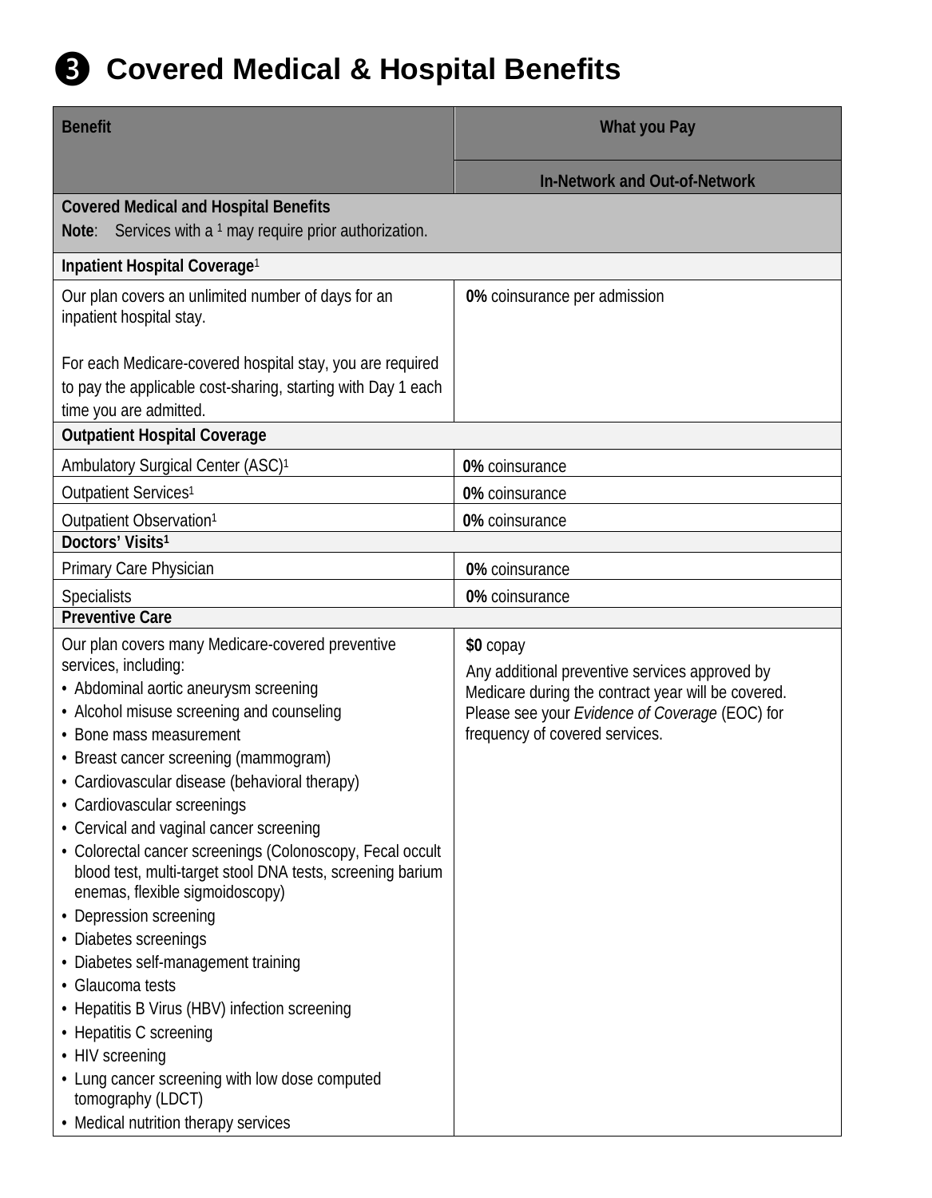# ❸ Covered Medical & Hospital Benefits

| Benefit | What you Pay |
|---|---|
| | In-Network and Out-of-Network |
| **Covered Medical and Hospital Benefits**<br>**Note**: Services with a [1] may require prior authorization. | |
| **Inpatient Hospital Coverage**[1] | |
| Our plan covers an unlimited number of days for an inpatient hospital stay.<br><br>For each Medicare-covered hospital stay, you are required to pay the applicable cost-sharing, starting with Day 1 each time you are admitted. | **0%** coinsurance per admission |
| **Outpatient Hospital Coverage** | |
| Ambulatory Surgical Center (ASC)[1] | **0%** coinsurance |
| Outpatient Services[1] | **0%** coinsurance |
| Outpatient Observation[1] | **0%** coinsurance |
| **Doctors' Visits**[1] | |
| Primary Care Physician | **0%** coinsurance |
| Specialists | **0%** coinsurance |
| **Preventive Care** | |
| Our plan covers many Medicare-covered preventive services, including:<br>• Abdominal aortic aneurysm screening<br>• Alcohol misuse screening and counseling<br>• Bone mass measurement<br>• Breast cancer screening (mammogram)<br>• Cardiovascular disease (behavioral therapy)<br>• Cardiovascular screenings<br>• Cervical and vaginal cancer screening<br>• Colorectal cancer screenings (Colonoscopy, Fecal occult blood test, multi-target stool DNA tests, screening barium enemas, flexible sigmoidoscopy)<br>• Depression screening<br>• Diabetes screenings<br>• Diabetes self-management training<br>• Glaucoma tests<br>• Hepatitis B Virus (HBV) infection screening<br>• Hepatitis C screening<br>• HIV screening<br>• Lung cancer screening with low dose computed tomography (LDCT)<br>• Medical nutrition therapy services | **$0** copay<br>Any additional preventive services approved by Medicare during the contract year will be covered. Please see your *Evidence of Coverage* (EOC) for frequency of covered services. |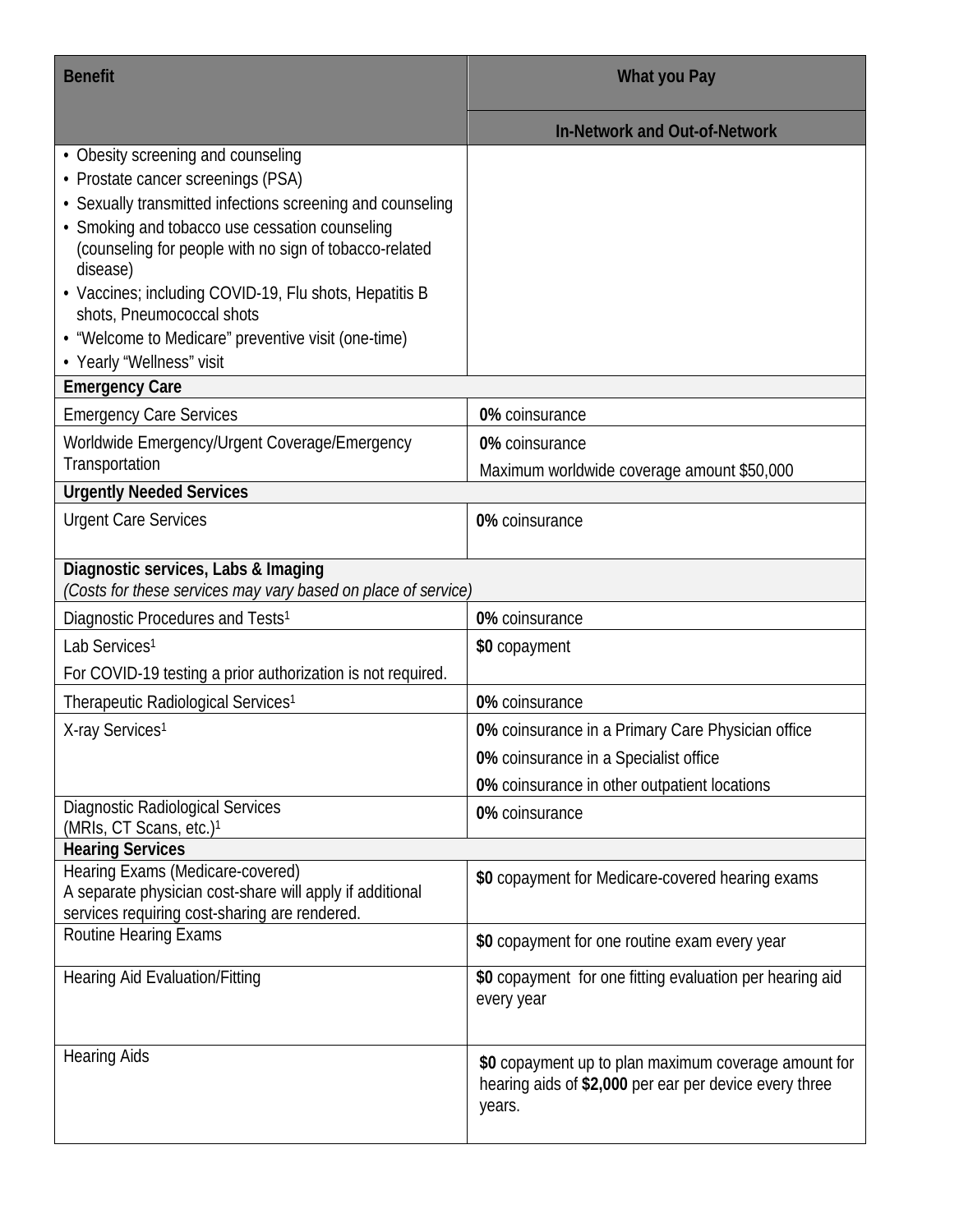| Benefit | What you Pay |
|---|---|
| | In-Network and Out-of-Network |
| • Obesity screening and counseling<br>• Prostate cancer screenings (PSA)<br>• Sexually transmitted infections screening and counseling<br>• Smoking and tobacco use cessation counseling (counseling for people with no sign of tobacco-related disease)<br>• Vaccines; including COVID-19, Flu shots, Hepatitis B shots, Pneumococcal shots<br>• "Welcome to Medicare" preventive visit (one-time)<br>• Yearly "Wellness" visit | |
| **Emergency Care** | |
| Emergency Care Services | **0%** coinsurance |
| Worldwide Emergency/Urgent Coverage/Emergency Transportation | **0%** coinsurance<br>Maximum worldwide coverage amount $50,000 |
| **Urgently Needed Services** | |
| Urgent Care Services | **0%** coinsurance |
| **Diagnostic services, Labs & Imaging**<br>*(Costs for these services may vary based on place of service)* | |
| Diagnostic Procedures and Tests[1] | **0%** coinsurance |
| Lab Services[1]<br>For COVID-19 testing a prior authorization is not required. | **$0** copayment |
| Therapeutic Radiological Services[1] | **0%** coinsurance |
| X-ray Services[1] | **0%** coinsurance in a Primary Care Physician office<br>**0%** coinsurance in a Specialist office<br>**0%** coinsurance in other outpatient locations |
| Diagnostic Radiological Services (MRIs, CT Scans, etc.)[1] | **0%** coinsurance |
| **Hearing Services** | |
| Hearing Exams (Medicare-covered)<br>A separate physician cost-share will apply if additional services requiring cost-sharing are rendered. | **$0** copayment for Medicare-covered hearing exams |
| Routine Hearing Exams | **$0** copayment for one routine exam every year |
| Hearing Aid Evaluation/Fitting | **$0** copayment for one fitting evaluation per hearing aid every year |
| Hearing Aids | **$0** copayment up to plan maximum coverage amount for hearing aids of **$2,000** per ear per device every three years. |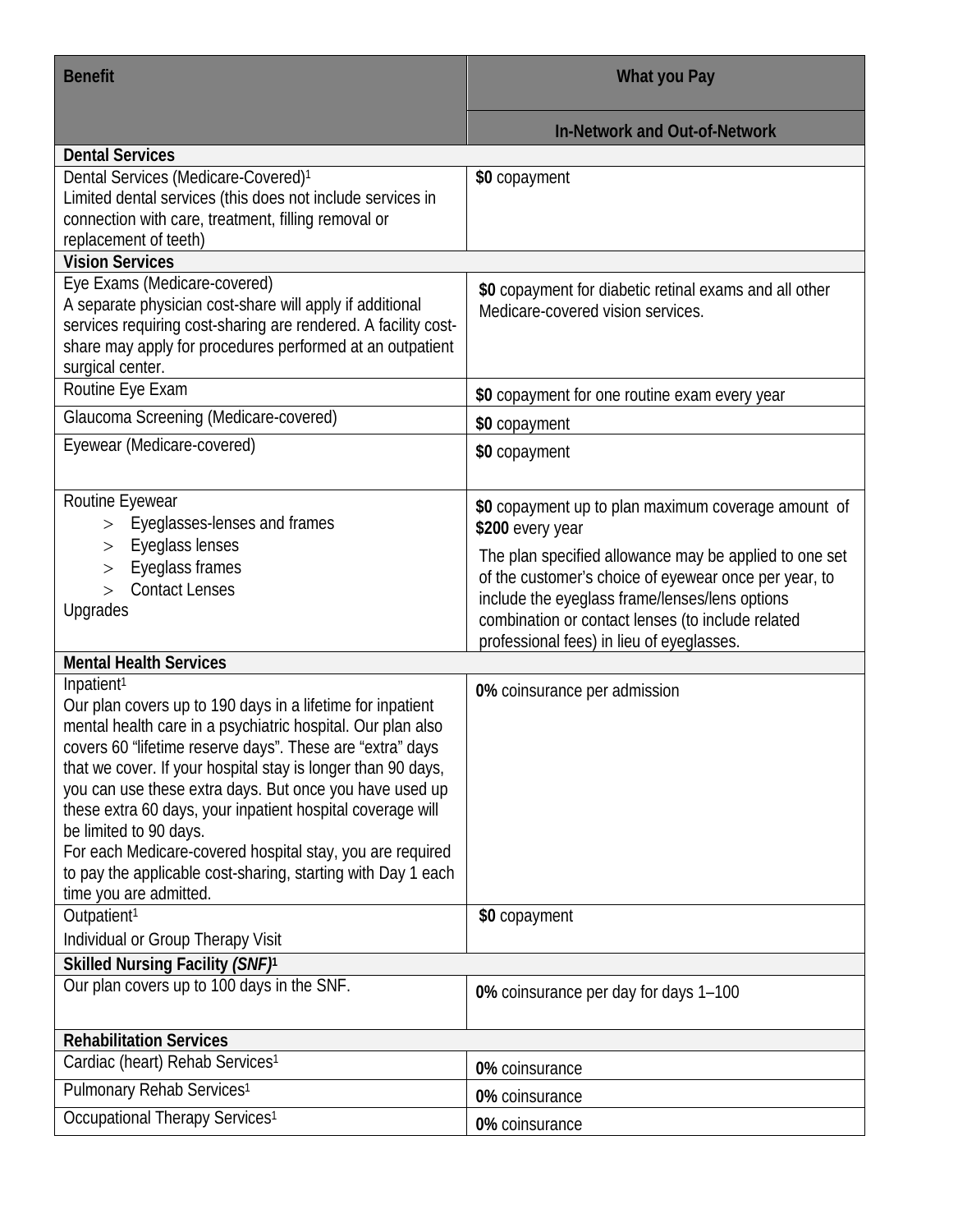| Benefit | What you Pay |
|---|---|
| | **In-Network and Out-of-Network** |
| **Dental Services** | |
| Dental Services (Medicare-Covered)[1]<br>Limited dental services (this does not include services in connection with care, treatment, filling removal or replacement of teeth) | **$0** copayment |
| **Vision Services** | |
| Eye Exams (Medicare-covered)<br>A separate physician cost-share will apply if additional services requiring cost-sharing are rendered. A facility cost-share may apply for procedures performed at an outpatient surgical center. | **$0** copayment for diabetic retinal exams and all other Medicare-covered vision services. |
| Routine Eye Exam | **$0** copayment for one routine exam every year |
| Glaucoma Screening (Medicare-covered) | **$0** copayment |
| Eyewear (Medicare-covered) | **$0** copayment |
| Routine Eyewear<br>> Eyeglasses-lenses and frames<br>> Eyeglass lenses<br>> Eyeglass frames<br>> Contact Lenses<br>Upgrades | **$0** copayment up to plan maximum coverage amount of **$200** every year<br>The plan specified allowance may be applied to one set of the customer's choice of eyewear once per year, to include the eyeglass frame/lenses/lens options combination or contact lenses (to include related professional fees) in lieu of eyeglasses. |
| **Mental Health Services** | |
| Inpatient[1]<br>Our plan covers up to 190 days in a lifetime for inpatient mental health care in a psychiatric hospital. Our plan also covers 60 "lifetime reserve days". These are "extra" days that we cover. If your hospital stay is longer than 90 days, you can use these extra days. But once you have used up these extra 60 days, your inpatient hospital coverage will be limited to 90 days.<br>For each Medicare-covered hospital stay, you are required to pay the applicable cost-sharing, starting with Day 1 each time you are admitted. | **0%** coinsurance per admission |
| Outpatient[1]<br>Individual or Group Therapy Visit | **$0** copayment |
| **Skilled Nursing Facility *(SNF)*[1]** | |
| Our plan covers up to 100 days in the SNF. | **0%** coinsurance per day for days 1–100 |
| **Rehabilitation Services** | |
| Cardiac (heart) Rehab Services[1] | **0%** coinsurance |
| Pulmonary Rehab Services[1] | **0%** coinsurance |
| Occupational Therapy Services[1] | **0%** coinsurance |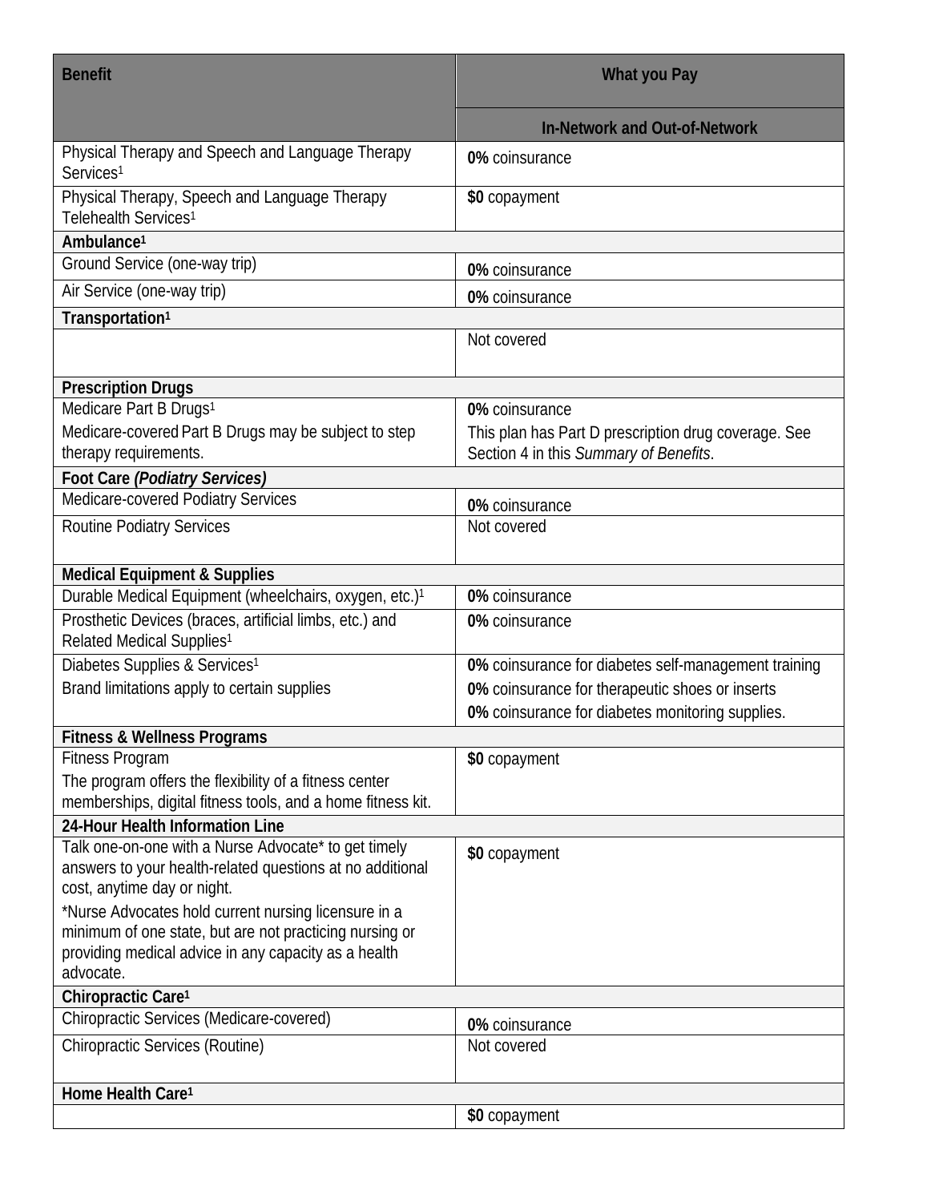| Benefit | What you Pay |
| --- | --- |
| | **In-Network and Out-of-Network** |
| Physical Therapy and Speech and Language Therapy Services[1] | **0%** coinsurance |
| Physical Therapy, Speech and Language Therapy Telehealth Services[1] | **$0** copayment |
| **Ambulance[1]** | |
| Ground Service (one-way trip) | **0%** coinsurance |
| Air Service (one-way trip) | **0%** coinsurance |
| **Transportation[1]** | |
| | Not covered |
| **Prescription Drugs** | |
| Medicare Part B Drugs[1] Medicare-covered Part B Drugs may be subject to step therapy requirements. | **0%** coinsurance This plan has Part D prescription drug coverage. See Section 4 in this *Summary of Benefits*. |
| **Foot Care *(Podiatry Services)*** | |
| Medicare-covered Podiatry Services | **0%** coinsurance |
| Routine Podiatry Services | Not covered |
| **Medical Equipment & Supplies** | |
| Durable Medical Equipment (wheelchairs, oxygen, etc.)[1] | **0%** coinsurance |
| Prosthetic Devices (braces, artificial limbs, etc.) and Related Medical Supplies[1] | **0%** coinsurance |
| Diabetes Supplies & Services[1] Brand limitations apply to certain supplies | **0%** coinsurance for diabetes self-management training **0%** coinsurance for therapeutic shoes or inserts **0%** coinsurance for diabetes monitoring supplies. |
| **Fitness & Wellness Programs** | |
| Fitness Program The program offers the flexibility of a fitness center memberships, digital fitness tools, and a home fitness kit. | **$0** copayment |
| **24-Hour Health Information Line** | |
| Talk one-on-one with a Nurse Advocate* to get timely answers to your health-related questions at no additional cost, anytime day or night. *Nurse Advocates hold current nursing licensure in a minimum of one state, but are not practicing nursing or providing medical advice in any capacity as a health advocate. | **$0** copayment |
| **Chiropractic Care[1]** | |
| Chiropractic Services (Medicare-covered) | **0%** coinsurance |
| Chiropractic Services (Routine) | Not covered |
| **Home Health Care[1]** | |
| | **$0** copayment |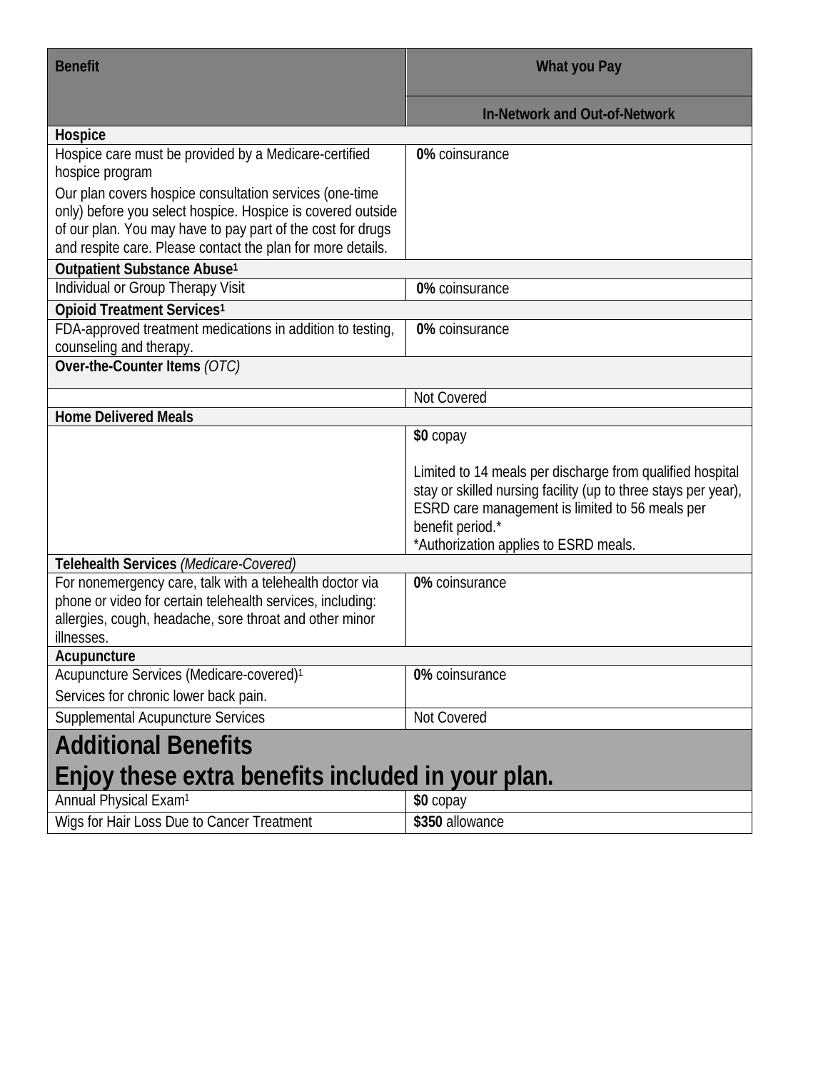| Benefit | What you Pay |
|---|---|
| | **In-Network and Out-of-Network** |
| **Hospice** | |
| Hospice care must be provided by a Medicare-certified hospice program<br><br>Our plan covers hospice consultation services (one-time only) before you select hospice. Hospice is covered outside of our plan. You may have to pay part of the cost for drugs and respite care. Please contact the plan for more details. | **0%** coinsurance |
| **Outpatient Substance Abuse**[1] | |
| Individual or Group Therapy Visit | **0%** coinsurance |
| **Opioid Treatment Services**[1] | |
| FDA-approved treatment medications in addition to testing, counseling and therapy. | **0%** coinsurance |
| **Over-the-Counter Items** *(OTC)* | |
| | Not Covered |
| **Home Delivered Meals** | |
| | **$0** copay<br><br>Limited to 14 meals per discharge from qualified hospital stay or skilled nursing facility (up to three stays per year), ESRD care management is limited to 56 meals per benefit period.*<br>*Authorization applies to ESRD meals. |
| **Telehealth Services** *(Medicare-Covered)* | |
| For nonemergency care, talk with a telehealth doctor via phone or video for certain telehealth services, including: allergies, cough, headache, sore throat and other minor illnesses. | **0%** coinsurance |
| **Acupuncture** | |
| Acupuncture Services (Medicare-covered)[1]<br><br>Services for chronic lower back pain. | **0%** coinsurance |
| Supplemental Acupuncture Services | Not Covered |
| **Additional Benefits**<br>**Enjoy these extra benefits included in your plan.** | |
| Annual Physical Exam[1] | **$0** copay |
| Wigs for Hair Loss Due to Cancer Treatment | **$350** allowance |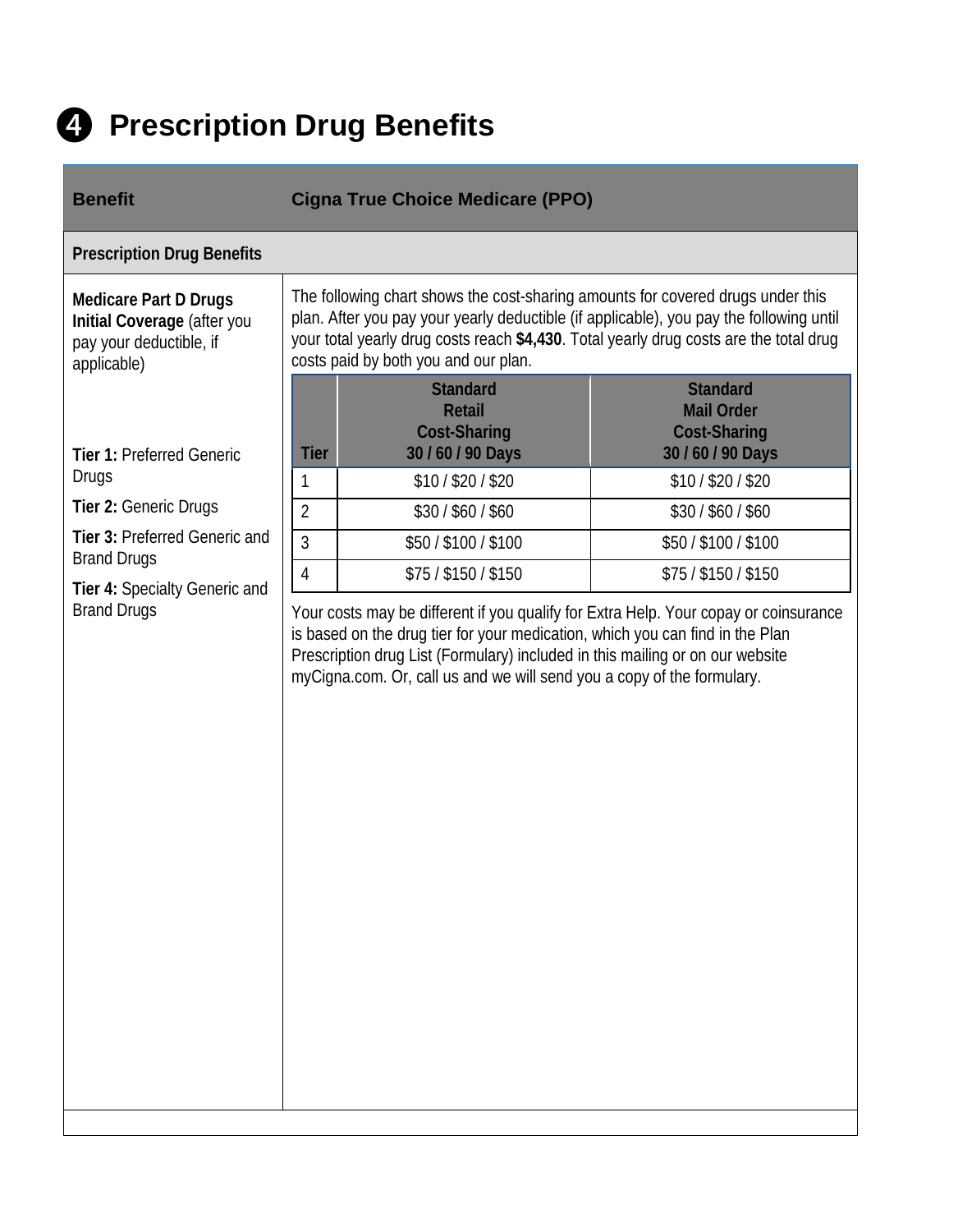# ❹ Prescription Drug Benefits

| Benefit | Cigna True Choice Medicare (PPO) |
|---|---|
| **Prescription Drug Benefits** | |
| **Medicare Part D Drugs Initial Coverage** (after you pay your deductible, if applicable)<br><br>**Tier 1:** Preferred Generic Drugs<br>**Tier 2:** Generic Drugs<br>**Tier 3:** Preferred Generic and Brand Drugs<br>**Tier 4:** Specialty Generic and Brand Drugs | The following chart shows the cost-sharing amounts for covered drugs under this plan. After you pay your yearly deductible (if applicable), you pay the following until your total yearly drug costs reach **$4,430**. Total yearly drug costs are the total drug costs paid by both you and our plan. |

| Tier | Standard Retail Cost-Sharing 30 / 60 / 90 Days | Standard Mail Order Cost-Sharing 30 / 60 / 90 Days |
|---|---|---|
| 1 | $10 / $20 / $20 | $10 / $20 / $20 |
| 2 | $30 / $60 / $60 | $30 / $60 / $60 |
| 3 | $50 / $100 / $100 | $50 / $100 / $100 |
| 4 | $75 / $150 / $150 | $75 / $150 / $150 |

Your costs may be different if you qualify for Extra Help. Your copay or coinsurance is based on the drug tier for your medication, which you can find in the Plan Prescription drug List (Formulary) included in this mailing or on our website myCigna.com. Or, call us and we will send you a copy of the formulary.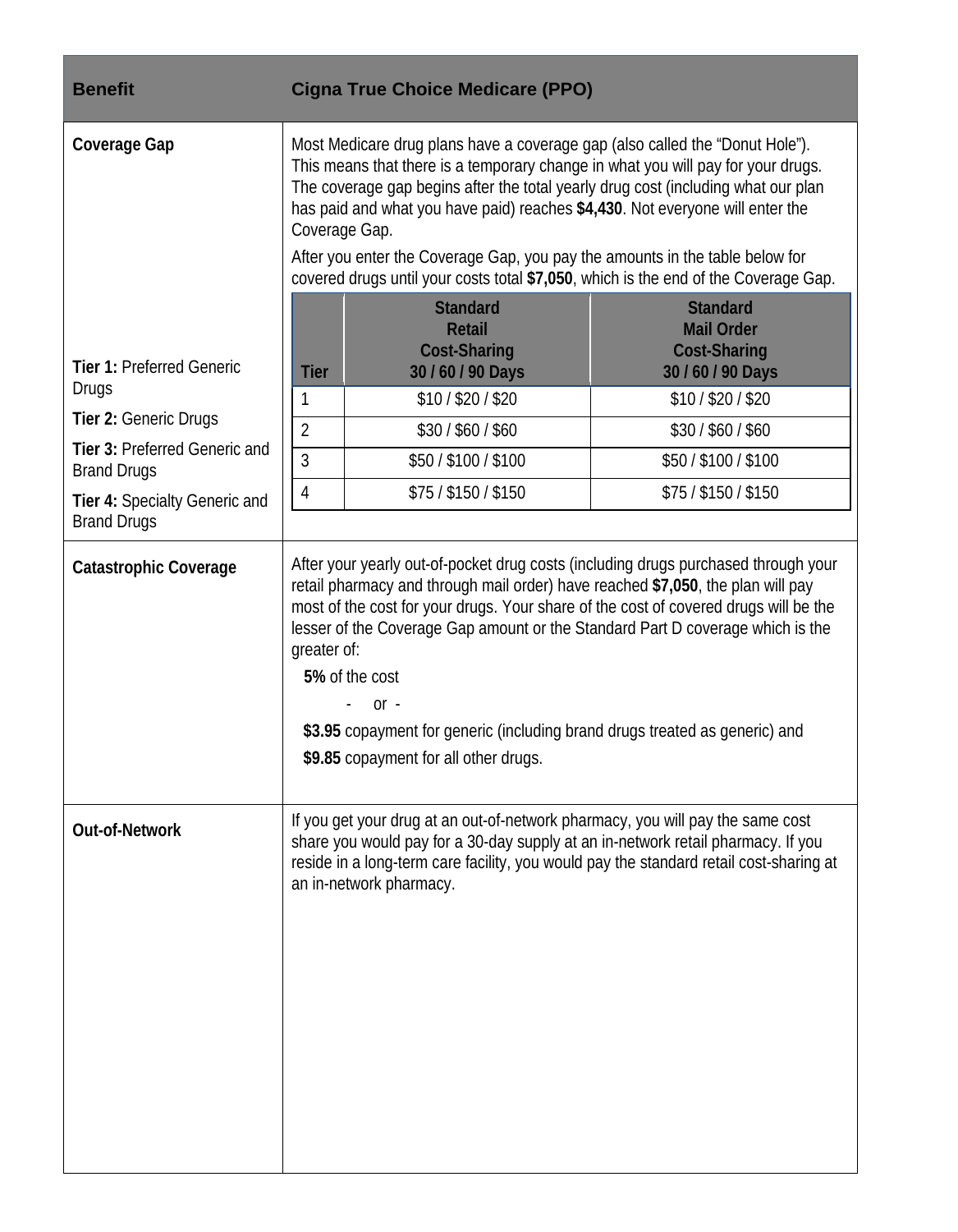| Benefit | Cigna True Choice Medicare (PPO) |
|---|---|
| **Coverage Gap** | Most Medicare drug plans have a coverage gap (also called the "Donut Hole"). This means that there is a temporary change in what you will pay for your drugs. The coverage gap begins after the total yearly drug cost (including what our plan has paid and what you have paid) reaches **$4,430**. Not everyone will enter the Coverage Gap.<br>After you enter the Coverage Gap, you pay the amounts in the table below for covered drugs until your costs total **$7,050**, which is the end of the Coverage Gap. |

| Tier | Standard Retail Cost-Sharing 30 / 60 / 90 Days | Standard Mail Order Cost-Sharing 30 / 60 / 90 Days |
|---|---|---|
| **Tier 1:** Preferred Generic Drugs | $10 / $20 / $20 | $10 / $20 / $20 |
| **Tier 2:** Generic Drugs | $30 / $60 / $60 | $30 / $60 / $60 |
| **Tier 3:** Preferred Generic and Brand Drugs | $50 / $100 / $100 | $50 / $100 / $100 |
| **Tier 4:** Specialty Generic and Brand Drugs | $75 / $150 / $150 | $75 / $150 / $150 |

| Benefit | Cigna True Choice Medicare (PPO) |
|---|---|
| **Catastrophic Coverage** | After your yearly out-of-pocket drug costs (including drugs purchased through your retail pharmacy and through mail order) have reached **$7,050**, the plan will pay most of the cost for your drugs. Your share of the cost of covered drugs will be the lesser of the Coverage Gap amount or the Standard Part D coverage which is the greater of:<br>**5%** of the cost<br>- or -<br>**$3.95** copayment for generic (including brand drugs treated as generic) and<br>**$9.85** copayment for all other drugs. |
| **Out-of-Network** | If you get your drug at an out-of-network pharmacy, you will pay the same cost share you would pay for a 30-day supply at an in-network retail pharmacy. If you reside in a long-term care facility, you would pay the standard retail cost-sharing at an in-network pharmacy. |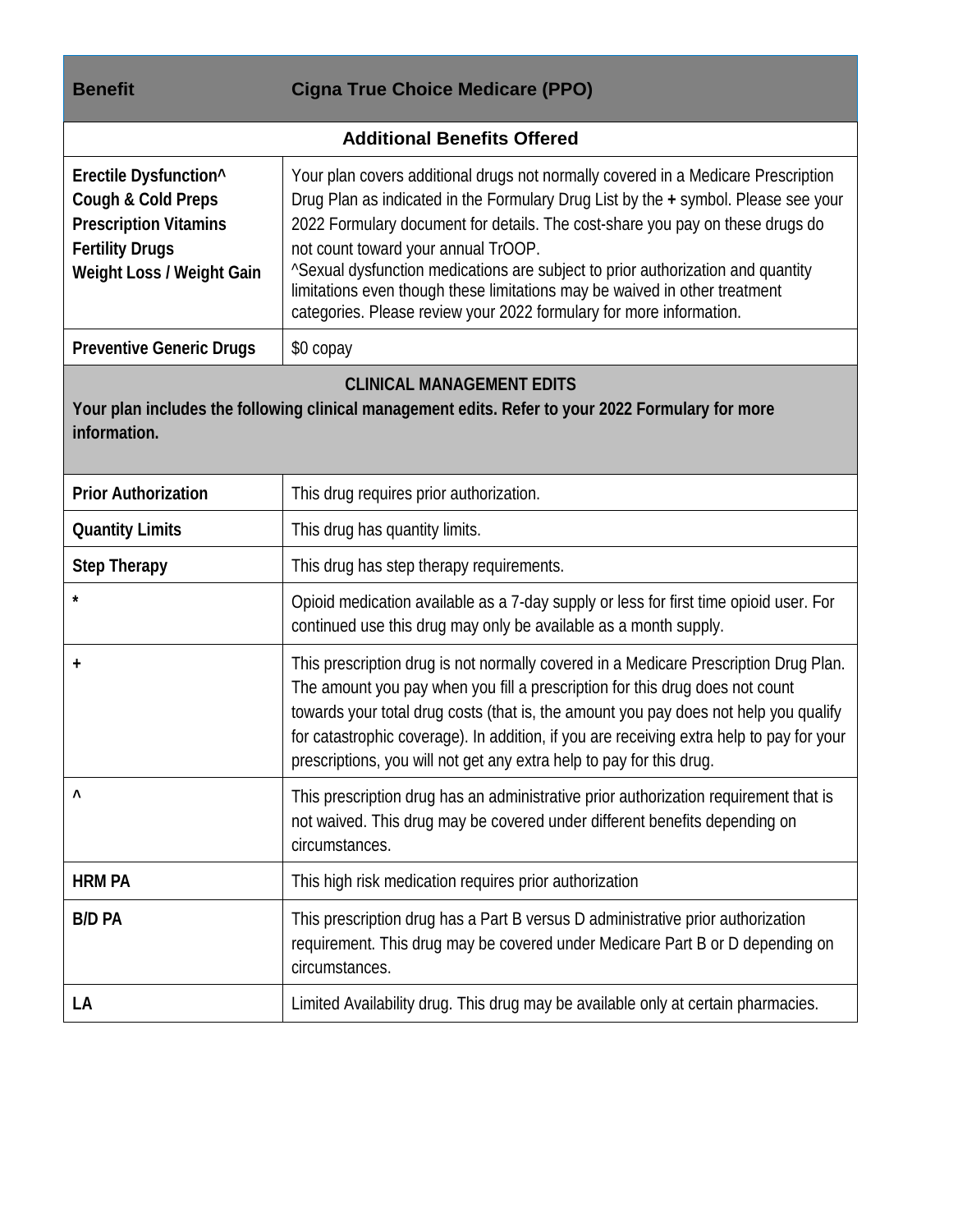| Benefit | Cigna True Choice Medicare (PPO) |
|---|---|
| **Additional Benefits Offered** | |
| **Erectile Dysfunction^**<br>**Cough & Cold Preps**<br>**Prescription Vitamins**<br>**Fertility Drugs**<br>**Weight Loss / Weight Gain** | Your plan covers additional drugs not normally covered in a Medicare Prescription Drug Plan as indicated in the Formulary Drug List by the **+** symbol. Please see your 2022 Formulary document for details. The cost-share you pay on these drugs do not count toward your annual TrOOP.<br>^Sexual dysfunction medications are subject to prior authorization and quantity limitations even though these limitations may be waived in other treatment categories. Please review your 2022 formulary for more information. |
| **Preventive Generic Drugs** | $0 copay |
| **CLINICAL MANAGEMENT EDITS**<br>**Your plan includes the following clinical management edits. Refer to your 2022 Formulary for more information.** | |
| **Prior Authorization** | This drug requires prior authorization. |
| **Quantity Limits** | This drug has quantity limits. |
| **Step Therapy** | This drug has step therapy requirements. |
| ***** | Opioid medication available as a 7-day supply or less for first time opioid user. For continued use this drug may only be available as a month supply. |
| **+** | This prescription drug is not normally covered in a Medicare Prescription Drug Plan. The amount you pay when you fill a prescription for this drug does not count towards your total drug costs (that is, the amount you pay does not help you qualify for catastrophic coverage). In addition, if you are receiving extra help to pay for your prescriptions, you will not get any extra help to pay for this drug. |
| **^** | This prescription drug has an administrative prior authorization requirement that is not waived. This drug may be covered under different benefits depending on circumstances. |
| **HRM PA** | This high risk medication requires prior authorization |
| **B/D PA** | This prescription drug has a Part B versus D administrative prior authorization requirement. This drug may be covered under Medicare Part B or D depending on circumstances. |
| **LA** | Limited Availability drug. This drug may be available only at certain pharmacies. |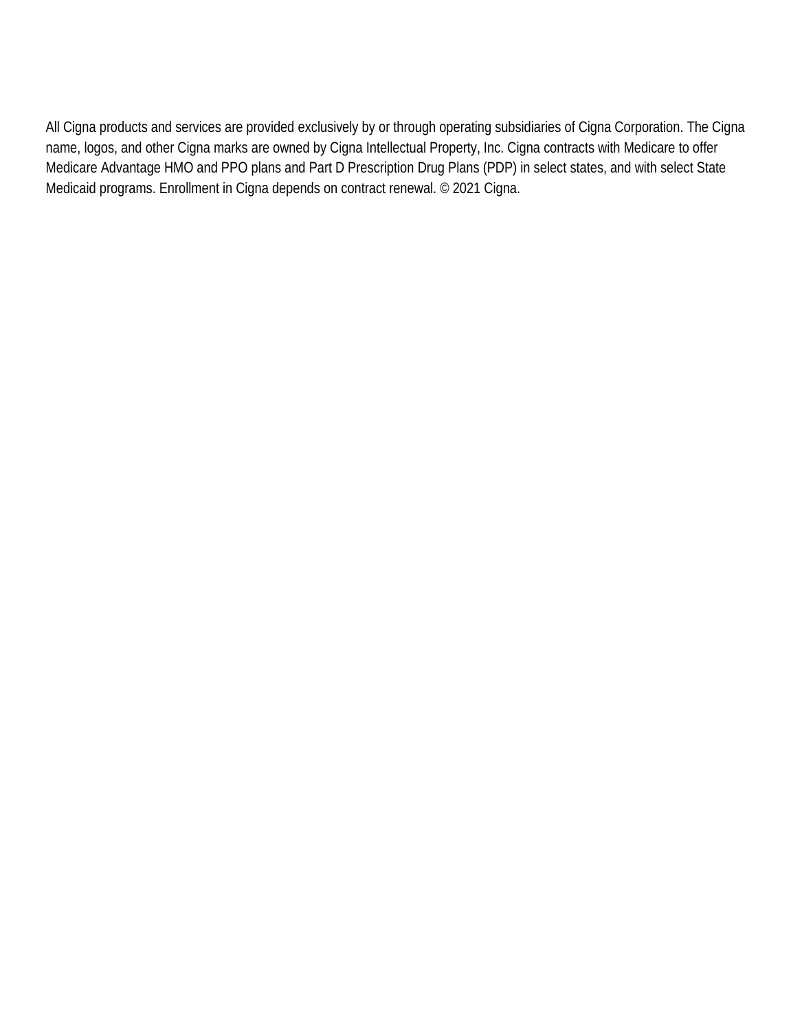All Cigna products and services are provided exclusively by or through operating subsidiaries of Cigna Corporation. The Cigna name, logos, and other Cigna marks are owned by Cigna Intellectual Property, Inc. Cigna contracts with Medicare to offer Medicare Advantage HMO and PPO plans and Part D Prescription Drug Plans (PDP) in select states, and with select State Medicaid programs. Enrollment in Cigna depends on contract renewal. © 2021 Cigna.